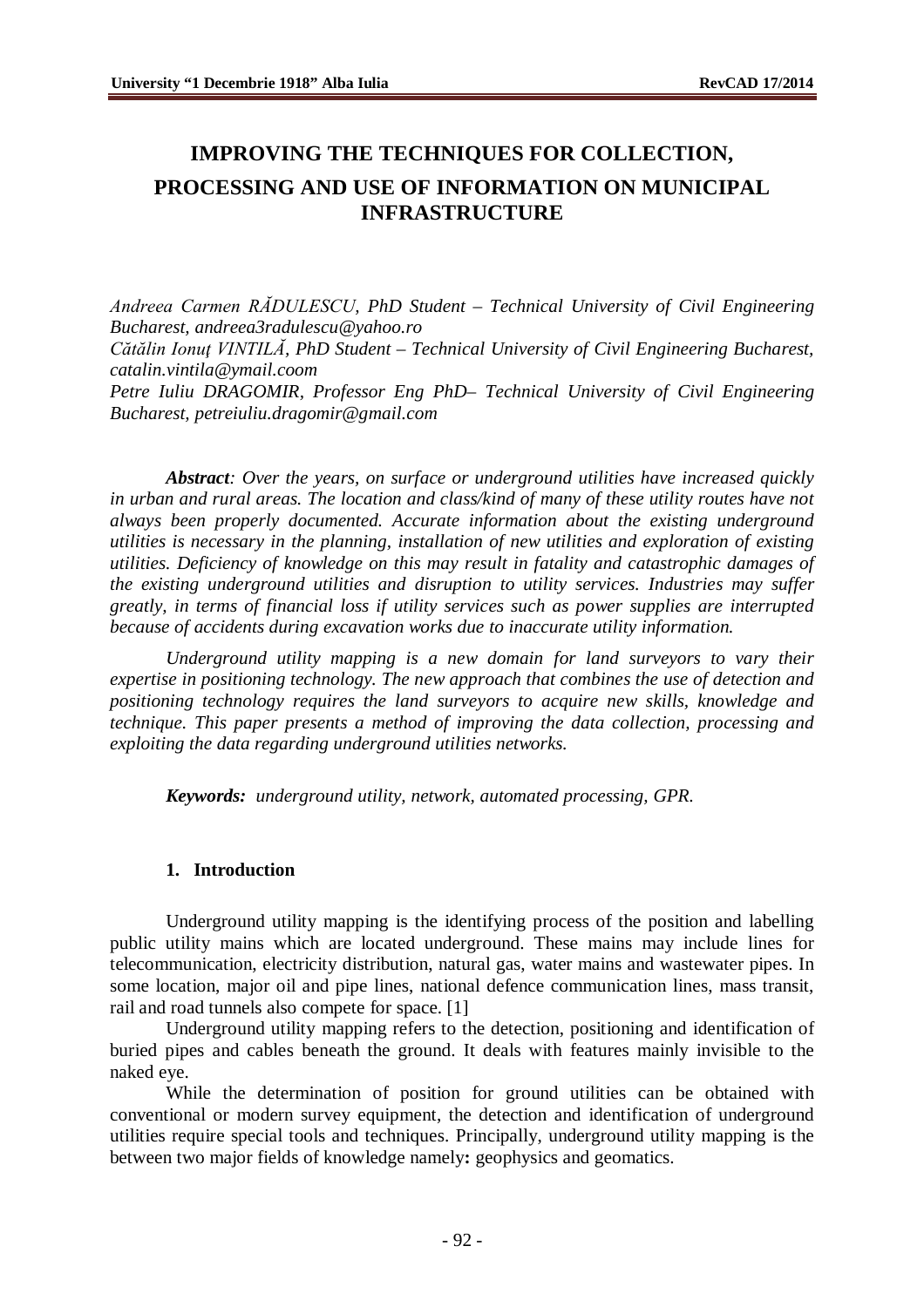# IMPROVING THE TECHNIQUES FOR COLLECTION, PROCESSING AND USE OF INFORMATION ON MUNICIPAL INFRASTRUCTURE

*Andreea Carmen RĂDULESCU, PhD Student – Technical University of Civil Engineering Bucharest, andreea3radulescu@yahoo.ro*
*Cătălin Ionuț VINTILĂ, PhD Student – Technical University of Civil Engineering Bucharest, catalin.vintila@ymail.coom*
*Petre Iuliu DRAGOMIR, Professor Eng PhD– Technical University of Civil Engineering Bucharest, petreiuliu.dragomir@gmail.com*

***Abstract**: Over the years, on surface or underground utilities have increased quickly in urban and rural areas. The location and class/kind of many of these utility routes have not always been properly documented. Accurate information about the existing underground utilities is necessary in the planning, installation of new utilities and exploration of existing utilities. Deficiency of knowledge on this may result in fatality and catastrophic damages of the existing underground utilities and disruption to utility services. Industries may suffer greatly, in terms of financial loss if utility services such as power supplies are interrupted because of accidents during excavation works due to inaccurate utility information.*

*Underground utility mapping is a new domain for land surveyors to vary their expertise in positioning technology. The new approach that combines the use of detection and positioning technology requires the land surveyors to acquire new skills, knowledge and technique. This paper presents a method of improving the data collection, processing and exploiting the data regarding underground utilities networks.*

***Keywords:** underground utility, network, automated processing, GPR.*

## 1. Introduction

Underground utility mapping is the identifying process of the position and labelling public utility mains which are located underground. These mains may include lines for telecommunication, electricity distribution, natural gas, water mains and wastewater pipes. In some location, major oil and pipe lines, national defence communication lines, mass transit, rail and road tunnels also compete for space. [1]

Underground utility mapping refers to the detection, positioning and identification of buried pipes and cables beneath the ground. It deals with features mainly invisible to the naked eye.

While the determination of position for ground utilities can be obtained with conventional or modern survey equipment, the detection and identification of underground utilities require special tools and techniques. Principally, underground utility mapping is the between two major fields of knowledge namely**:** geophysics and geomatics.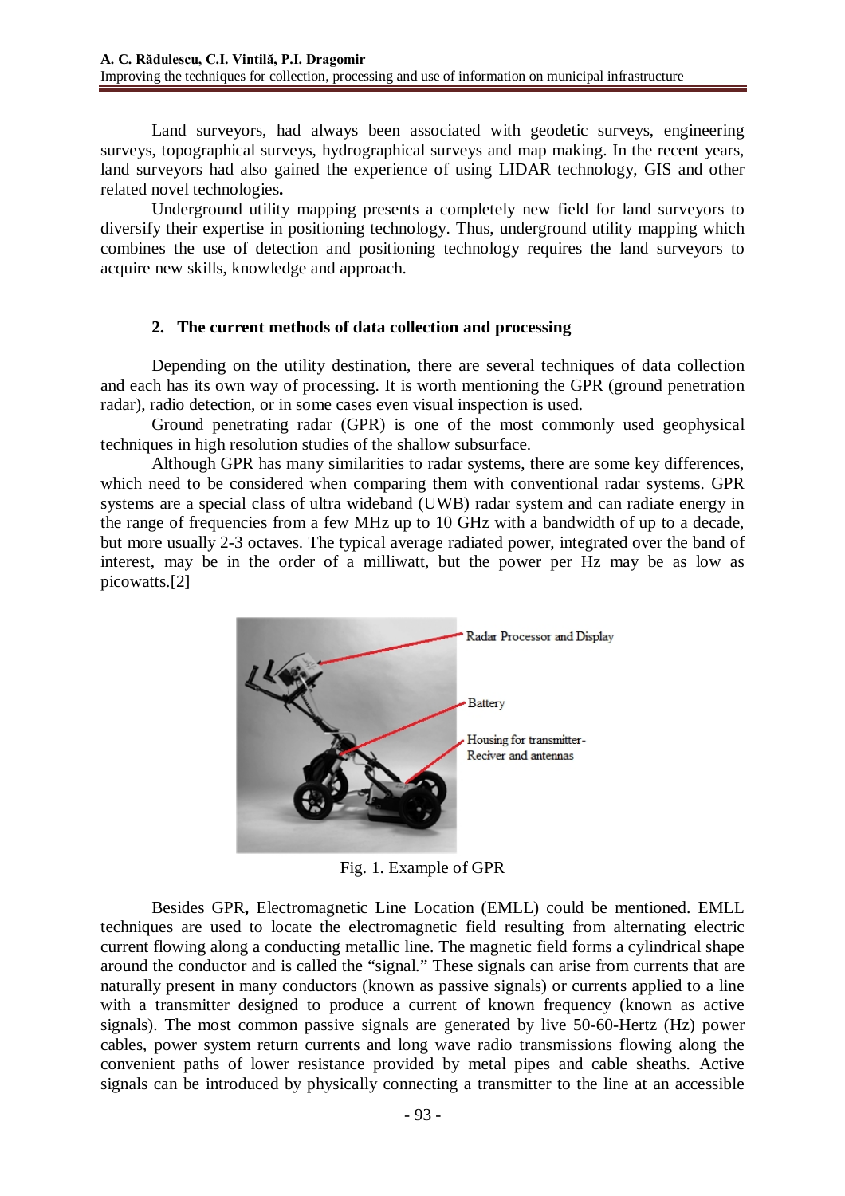Land surveyors, had always been associated with geodetic surveys, engineering surveys, topographical surveys, hydrographical surveys and map making. In the recent years, land surveyors had also gained the experience of using LIDAR technology, GIS and other related novel technologies**.**

Underground utility mapping presents a completely new field for land surveyors to diversify their expertise in positioning technology. Thus, underground utility mapping which combines the use of detection and positioning technology requires the land surveyors to acquire new skills, knowledge and approach.

## 2. The current methods of data collection and processing

Depending on the utility destination, there are several techniques of data collection and each has its own way of processing. It is worth mentioning the GPR (ground penetration radar), radio detection, or in some cases even visual inspection is used.

Ground penetrating radar (GPR) is one of the most commonly used geophysical techniques in high resolution studies of the shallow subsurface.

Although GPR has many similarities to radar systems, there are some key differences, which need to be considered when comparing them with conventional radar systems. GPR systems are a special class of ultra wideband (UWB) radar system and can radiate energy in the range of frequencies from a few MHz up to 10 GHz with a bandwidth of up to a decade, but more usually 2-3 octaves. The typical average radiated power, integrated over the band of interest, may be in the order of a milliwatt, but the power per Hz may be as low as picowatts.[2]

Radar Processor and Display

Battery

Housing for transmitter-Reciver and antennas

Fig. 1. Example of GPR

Besides GPR**,** Electromagnetic Line Location (EMLL) could be mentioned. EMLL techniques are used to locate the electromagnetic field resulting from alternating electric current flowing along a conducting metallic line. The magnetic field forms a cylindrical shape around the conductor and is called the "signal." These signals can arise from currents that are naturally present in many conductors (known as passive signals) or currents applied to a line with a transmitter designed to produce a current of known frequency (known as active signals). The most common passive signals are generated by live 50-60-Hertz (Hz) power cables, power system return currents and long wave radio transmissions flowing along the convenient paths of lower resistance provided by metal pipes and cable sheaths. Active signals can be introduced by physically connecting a transmitter to the line at an accessible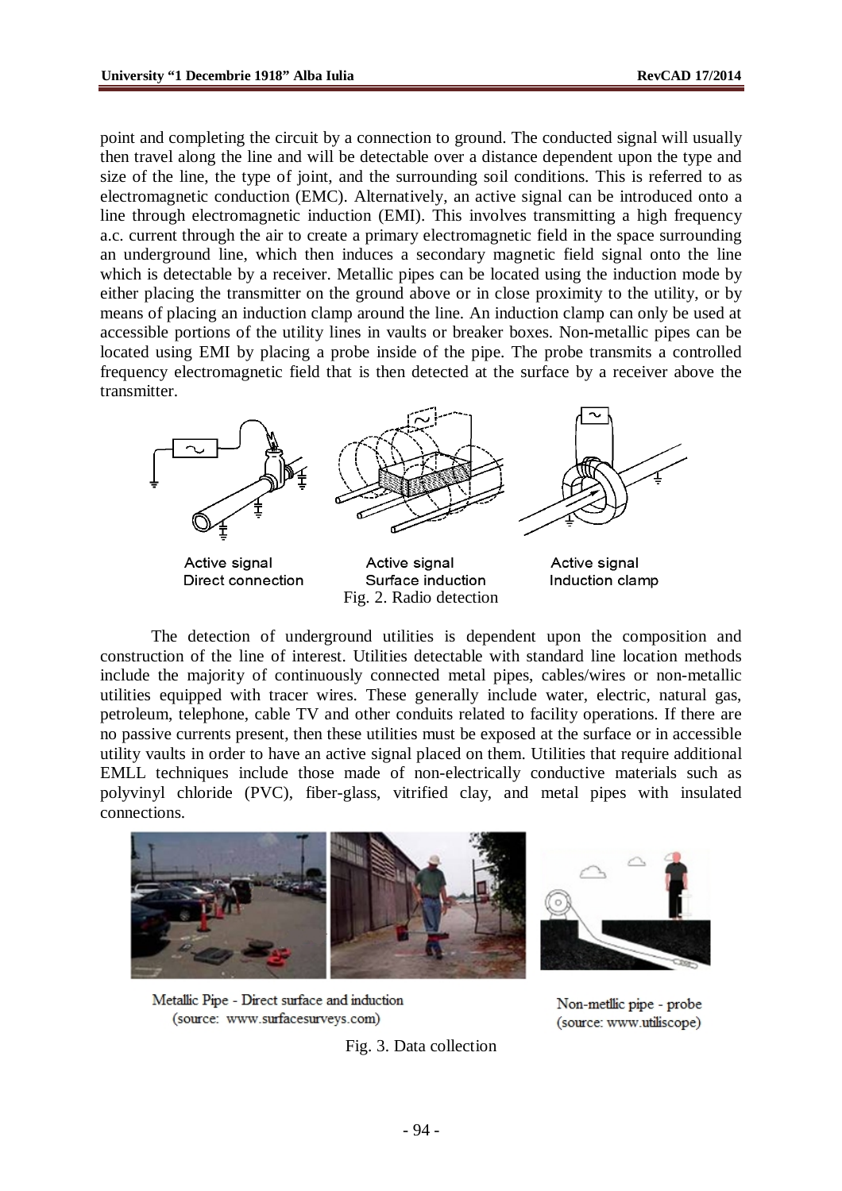point and completing the circuit by a connection to ground. The conducted signal will usually then travel along the line and will be detectable over a distance dependent upon the type and size of the line, the type of joint, and the surrounding soil conditions. This is referred to as electromagnetic conduction (EMC). Alternatively, an active signal can be introduced onto a line through electromagnetic induction (EMI). This involves transmitting a high frequency a.c. current through the air to create a primary electromagnetic field in the space surrounding an underground line, which then induces a secondary magnetic field signal onto the line which is detectable by a receiver. Metallic pipes can be located using the induction mode by either placing the transmitter on the ground above or in close proximity to the utility, or by means of placing an induction clamp around the line. An induction clamp can only be used at accessible portions of the utility lines in vaults or breaker boxes. Non-metallic pipes can be located using EMI by placing a probe inside of the pipe. The probe transmits a controlled frequency electromagnetic field that is then detected at the surface by a receiver above the transmitter.

Active signal Direct connection | Active signal Surface induction | Active signal Induction clamp

Fig. 2. Radio detection

The detection of underground utilities is dependent upon the composition and construction of the line of interest. Utilities detectable with standard line location methods include the majority of continuously connected metal pipes, cables/wires or non-metallic utilities equipped with tracer wires. These generally include water, electric, natural gas, petroleum, telephone, cable TV and other conduits related to facility operations. If there are no passive currents present, then these utilities must be exposed at the surface or in accessible utility vaults in order to have an active signal placed on them. Utilities that require additional EMLL techniques include those made of non-electrically conductive materials such as polyvinyl chloride (PVC), fiber-glass, vitrified clay, and metal pipes with insulated connections.

Metallic Pipe - Direct surface and induction (source: www.surfacesurveys.com)

Non-metllic pipe - probe (source: www.utiliscope)

Fig. 3. Data collection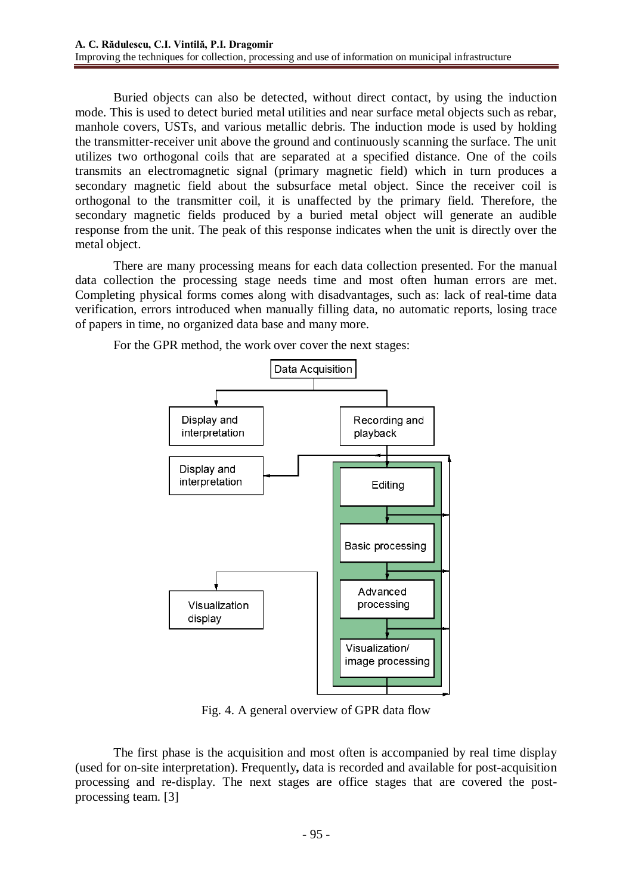Buried objects can also be detected, without direct contact, by using the induction mode. This is used to detect buried metal utilities and near surface metal objects such as rebar, manhole covers, USTs, and various metallic debris. The induction mode is used by holding the transmitter-receiver unit above the ground and continuously scanning the surface. The unit utilizes two orthogonal coils that are separated at a specified distance. One of the coils transmits an electromagnetic signal (primary magnetic field) which in turn produces a secondary magnetic field about the subsurface metal object. Since the receiver coil is orthogonal to the transmitter coil, it is unaffected by the primary field. Therefore, the secondary magnetic fields produced by a buried metal object will generate an audible response from the unit. The peak of this response indicates when the unit is directly over the metal object.

There are many processing means for each data collection presented. For the manual data collection the processing stage needs time and most often human errors are met. Completing physical forms comes along with disadvantages, such as: lack of real-time data verification, errors introduced when manually filling data, no automatic reports, losing trace of papers in time, no organized data base and many more.

For the GPR method, the work over cover the next stages:

Data Acquisition

Display and interpretation

Recording and playback

Display and interpretation

Editing

Basic processing

Advanced processing

Visualization display

Visualization/ image processing

Fig. 4. A general overview of GPR data flow

The first phase is the acquisition and most often is accompanied by real time display (used for on-site interpretation). Frequently**,** data is recorded and available for post-acquisition processing and re-display. The next stages are office stages that are covered the post-processing team. [3]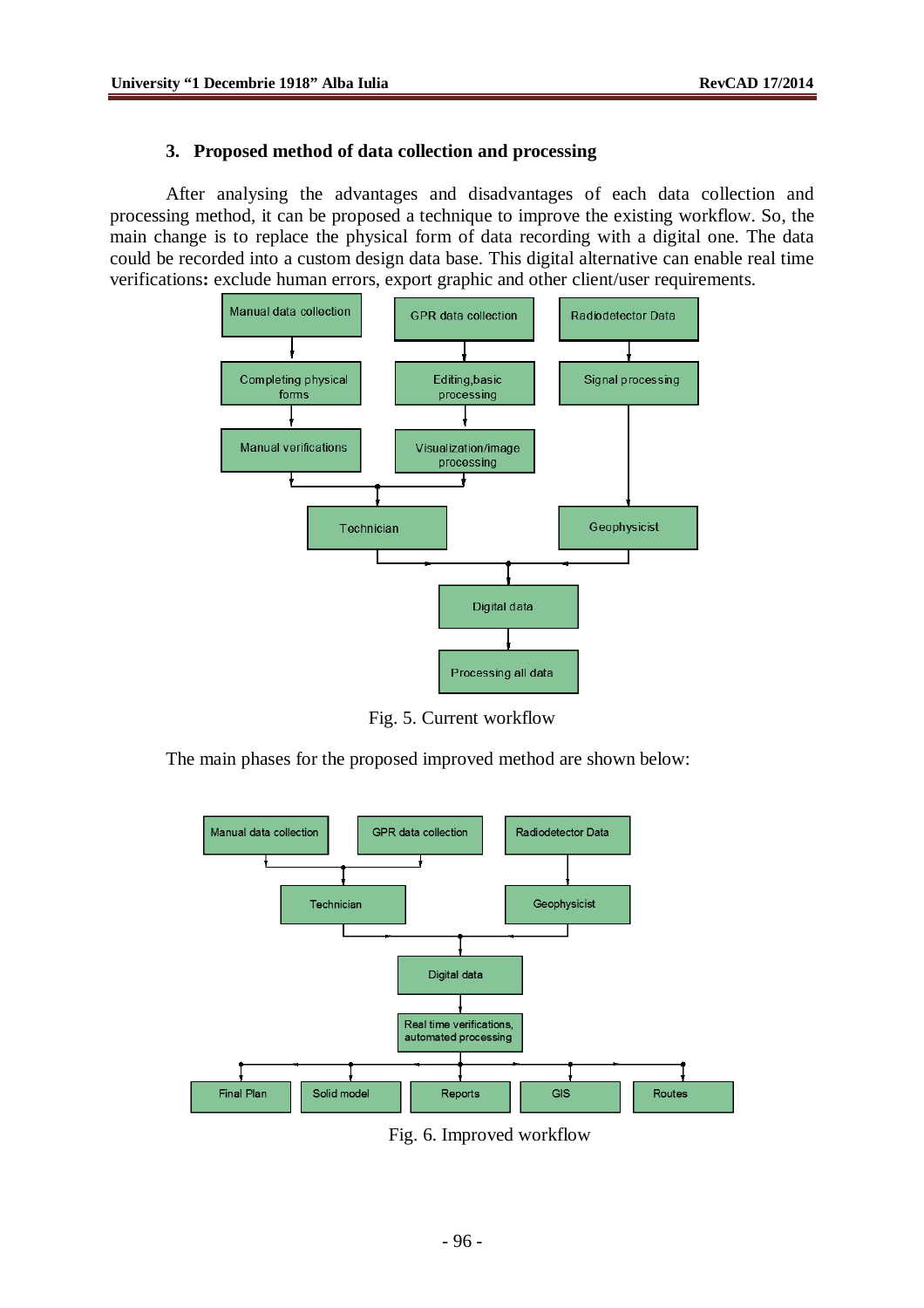## 3. Proposed method of data collection and processing

After analysing the advantages and disadvantages of each data collection and processing method, it can be proposed a technique to improve the existing workflow. So, the main change is to replace the physical form of data recording with a digital one. The data could be recorded into a custom design data base. This digital alternative can enable real time verifications**:** exclude human errors, export graphic and other client/user requirements.

Fig. 5. Current workflow

The main phases for the proposed improved method are shown below:

Fig. 6. Improved workflow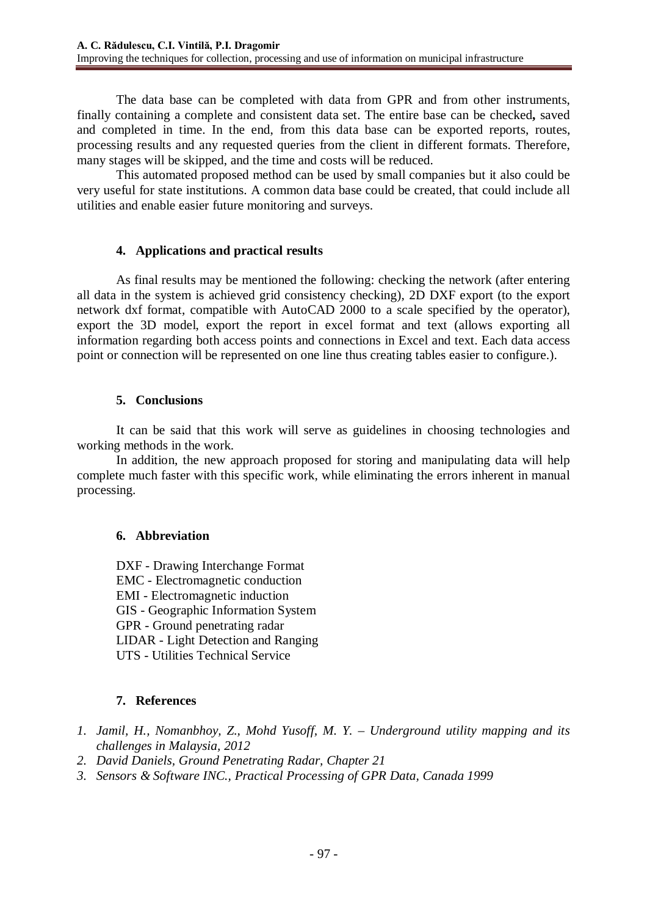The data base can be completed with data from GPR and from other instruments, finally containing a complete and consistent data set. The entire base can be checked**,** saved and completed in time. In the end, from this data base can be exported reports, routes, processing results and any requested queries from the client in different formats. Therefore, many stages will be skipped, and the time and costs will be reduced.

This automated proposed method can be used by small companies but it also could be very useful for state institutions. A common data base could be created, that could include all utilities and enable easier future monitoring and surveys.

## 4. Applications and practical results

As final results may be mentioned the following: checking the network (after entering all data in the system is achieved grid consistency checking), 2D DXF export (to the export network dxf format, compatible with AutoCAD 2000 to a scale specified by the operator), export the 3D model, export the report in excel format and text (allows exporting all information regarding both access points and connections in Excel and text. Each data access point or connection will be represented on one line thus creating tables easier to configure.).

## 5. Conclusions

It can be said that this work will serve as guidelines in choosing technologies and working methods in the work.

In addition, the new approach proposed for storing and manipulating data will help complete much faster with this specific work, while eliminating the errors inherent in manual processing.

## 6. Abbreviation

DXF - Drawing Interchange Format
EMC - Electromagnetic conduction
EMI - Electromagnetic induction
GIS - Geographic Information System
GPR - Ground penetrating radar
LIDAR - Light Detection and Ranging
UTS - Utilities Technical Service

## 7. References

1. *Jamil, H., Nomanbhoy, Z., Mohd Yusoff, M. Y. – Underground utility mapping and its challenges in Malaysia, 2012*
2. *David Daniels, Ground Penetrating Radar, Chapter 21*
3. *Sensors & Software INC., Practical Processing of GPR Data, Canada 1999*